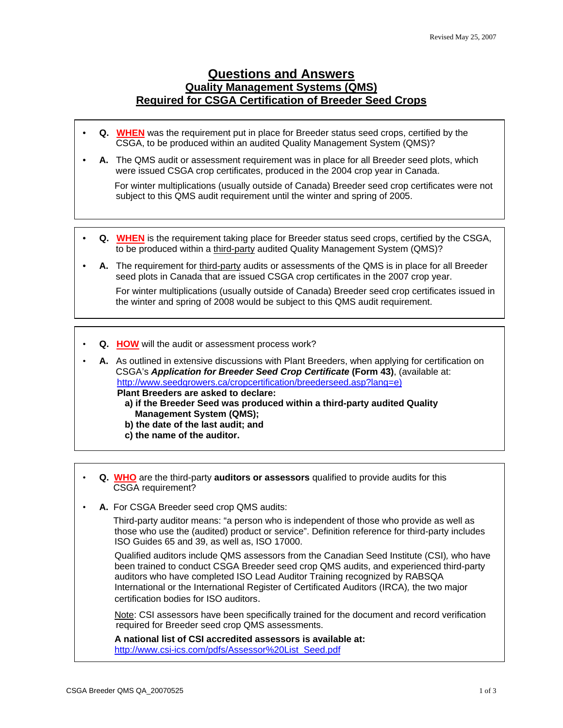Revised May 25, 2007

# Questions and Answers
## Quality Management Systems (QMS)
## Required for CSGA Certification of Breeder Seed Crops

- **Q.** **WHEN** was the requirement put in place for Breeder status seed crops, certified by the CSGA, to be produced within an audited Quality Management System (QMS)?
- **A.** The QMS audit or assessment requirement was in place for all Breeder seed plots, which were issued CSGA crop certificates, produced in the 2004 crop year in Canada.

  For winter multiplications (usually outside of Canada) Breeder seed crop certificates were not subject to this QMS audit requirement until the winter and spring of 2005.

---

- **Q.** **WHEN** is the requirement taking place for Breeder status seed crops, certified by the CSGA, to be produced within a third-party audited Quality Management System (QMS)?
- **A.** The requirement for third-party audits or assessments of the QMS is in place for all Breeder seed plots in Canada that are issued CSGA crop certificates in the 2007 crop year.

  For winter multiplications (usually outside of Canada) Breeder seed crop certificates issued in the winter and spring of 2008 would be subject to this QMS audit requirement.

---

- **Q.** **HOW** will the audit or assessment process work?
- **A.** As outlined in extensive discussions with Plant Breeders, when applying for certification on CSGA's ***Application for Breeder Seed Crop Certificate*** **(Form 43)**, (available at: http://www.seedgrowers.ca/cropcertification/breederseed.asp?lang=e)

  **Plant Breeders are asked to declare:**

  **a) if the Breeder Seed was produced within a third-party audited Quality Management System (QMS);**

  **b) the date of the last audit; and**

  **c) the name of the auditor.**

---

- **Q.** **WHO** are the third-party **auditors or assessors** qualified to provide audits for this CSGA requirement?
- **A.** For CSGA Breeder seed crop QMS audits:

  Third-party auditor means: "a person who is independent of those who provide as well as those who use the (audited) product or service". Definition reference for third-party includes ISO Guides 65 and 39, as well as, ISO 17000.

  Qualified auditors include QMS assessors from the Canadian Seed Institute (CSI), who have been trained to conduct CSGA Breeder seed crop QMS audits, and experienced third-party auditors who have completed ISO Lead Auditor Training recognized by RABSQA International or the International Register of Certificated Auditors (IRCA), the two major certification bodies for ISO auditors.

  Note: CSI assessors have been specifically trained for the document and record verification required for Breeder seed crop QMS assessments.

  **A national list of CSI accredited assessors is available at:**
  http://www.csi-ics.com/pdfs/Assessor%20List_Seed.pdf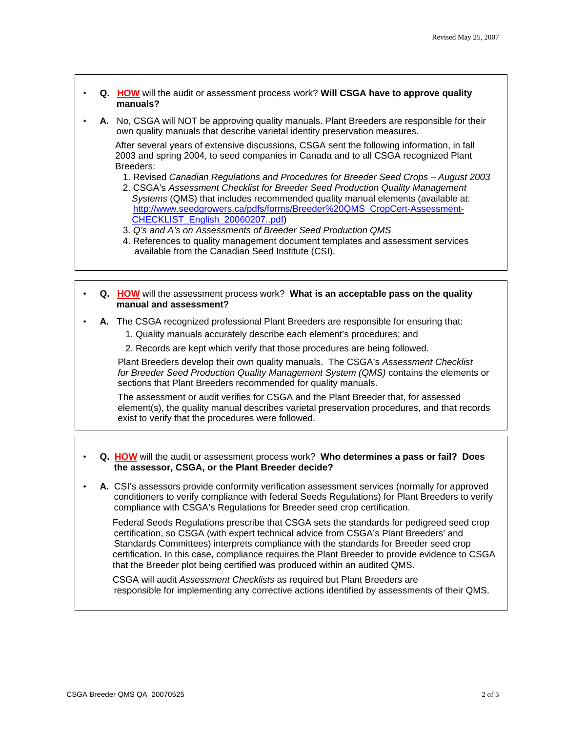- **Q.** **HOW** will the audit or assessment process work? **Will CSGA have to approve quality manuals?**

- **A.** No, CSGA will NOT be approving quality manuals. Plant Breeders are responsible for their own quality manuals that describe varietal identity preservation measures.

  After several years of extensive discussions, CSGA sent the following information, in fall 2003 and spring 2004, to seed companies in Canada and to all CSGA recognized Plant Breeders:

  1. Revised *Canadian Regulations and Procedures for Breeder Seed Crops – August 2003*
  2. CSGA's *Assessment Checklist for Breeder Seed Production Quality Management Systems* (QMS) that includes recommended quality manual elements (available at: http://www.seedgrowers.ca/pdfs/forms/Breeder%20QMS_CropCert-Assessment-CHECKLIST_English_20060207..pdf)
  3. *Q's and A's on Assessments of Breeder Seed Production QMS*
  4. References to quality management document templates and assessment services available from the Canadian Seed Institute (CSI).

---

- **Q.** **HOW** will the assessment process work? **What is an acceptable pass on the quality manual and assessment?**

- **A.** The CSGA recognized professional Plant Breeders are responsible for ensuring that:

  1. Quality manuals accurately describe each element's procedures; and
  2. Records are kept which verify that those procedures are being followed.

  Plant Breeders develop their own quality manuals. The CSGA's *Assessment Checklist for Breeder Seed Production Quality Management System (QMS)* contains the elements or sections that Plant Breeders recommended for quality manuals.

  The assessment or audit verifies for CSGA and the Plant Breeder that, for assessed element(s), the quality manual describes varietal preservation procedures, and that records exist to verify that the procedures were followed.

---

- **Q.** **HOW** will the audit or assessment process work? **Who determines a pass or fail? Does the assessor, CSGA, or the Plant Breeder decide?**

- **A.** CSI's assessors provide conformity verification assessment services (normally for approved conditioners to verify compliance with federal Seeds Regulations) for Plant Breeders to verify compliance with CSGA's Regulations for Breeder seed crop certification.

  Federal Seeds Regulations prescribe that CSGA sets the standards for pedigreed seed crop certification, so CSGA (with expert technical advice from CSGA's Plant Breeders' and Standards Committees) interprets compliance with the standards for Breeder seed crop certification. In this case, compliance requires the Plant Breeder to provide evidence to CSGA that the Breeder plot being certified was produced within an audited QMS.

  CSGA will audit *Assessment Checklists* as required but Plant Breeders are responsible for implementing any corrective actions identified by assessments of their QMS.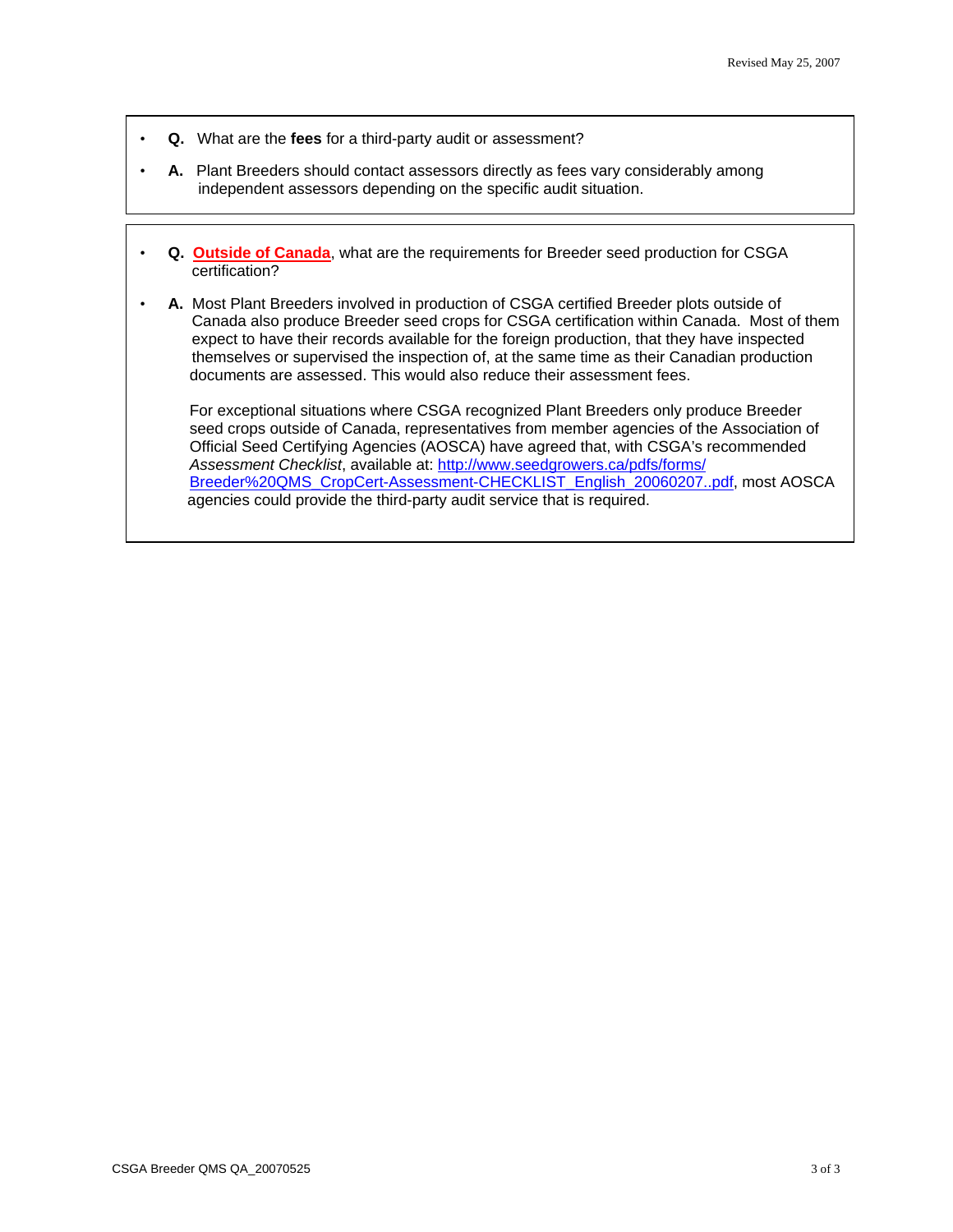- **Q.** What are the **fees** for a third-party audit or assessment?
- **A.** Plant Breeders should contact assessors directly as fees vary considerably among independent assessors depending on the specific audit situation.

---

- **Q.** **Outside of Canada**, what are the requirements for Breeder seed production for CSGA certification?
- **A.** Most Plant Breeders involved in production of CSGA certified Breeder plots outside of Canada also produce Breeder seed crops for CSGA certification within Canada. Most of them expect to have their records available for the foreign production, that they have inspected themselves or supervised the inspection of, at the same time as their Canadian production documents are assessed. This would also reduce their assessment fees.

  For exceptional situations where CSGA recognized Plant Breeders only produce Breeder seed crops outside of Canada, representatives from member agencies of the Association of Official Seed Certifying Agencies (AOSCA) have agreed that, with CSGA's recommended *Assessment Checklist*, available at: http://www.seedgrowers.ca/pdfs/forms/Breeder%20QMS_CropCert-Assessment-CHECKLIST_English_20060207..pdf, most AOSCA agencies could provide the third-party audit service that is required.